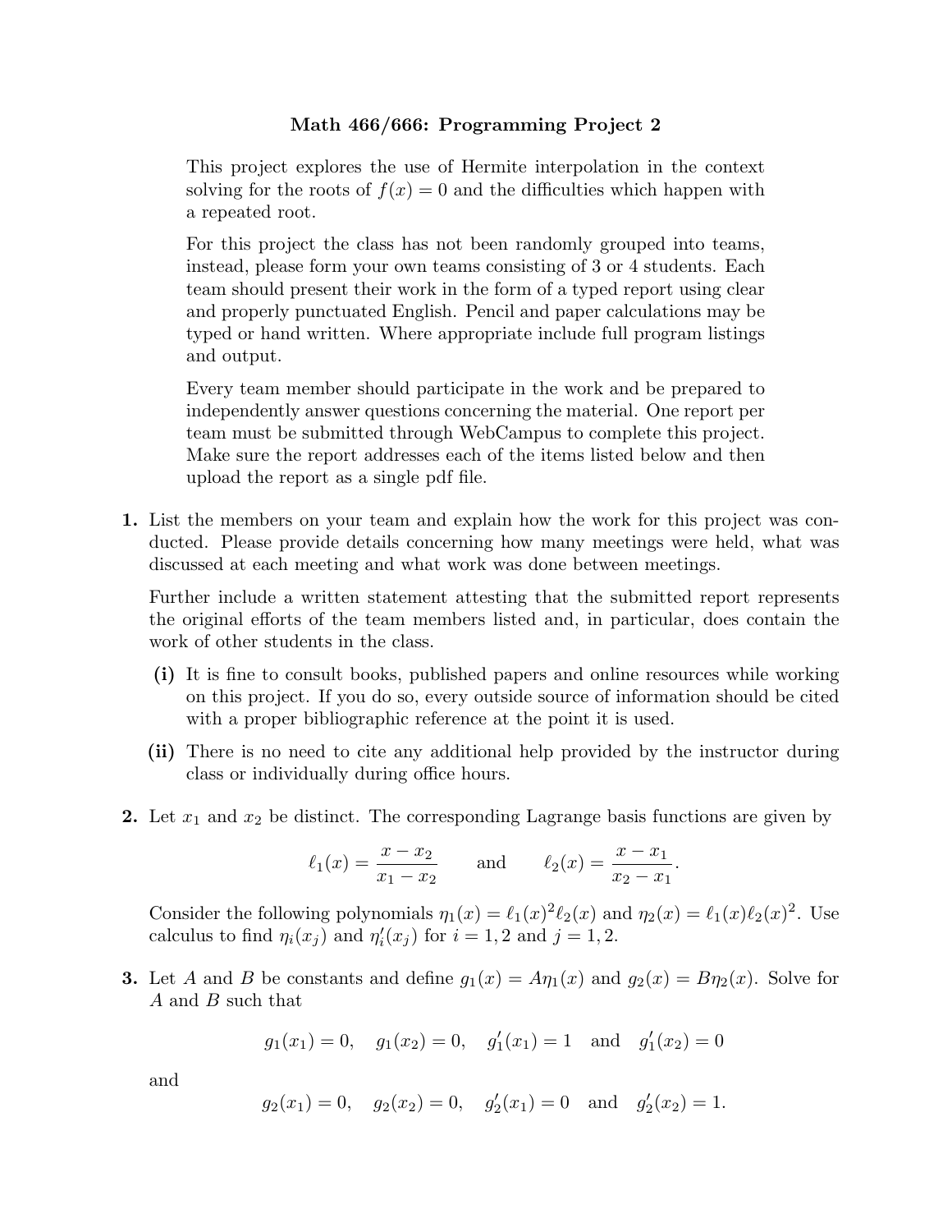# Math 466/666: Programming Project 2

This project explores the use of Hermite interpolation in the context solving for the roots of $f(x) = 0$ and the difficulties which happen with a repeated root.

For this project the class has not been randomly grouped into teams, instead, please form your own teams consisting of 3 or 4 students. Each team should present their work in the form of a typed report using clear and properly punctuated English. Pencil and paper calculations may be typed or hand written. Where appropriate include full program listings and output.

Every team member should participate in the work and be prepared to independently answer questions concerning the material. One report per team must be submitted through WebCampus to complete this project. Make sure the report addresses each of the items listed below and then upload the report as a single pdf file.

**1.** List the members on your team and explain how the work for this project was conducted. Please provide details concerning how many meetings were held, what was discussed at each meeting and what work was done between meetings.

Further include a written statement attesting that the submitted report represents the original efforts of the team members listed and, in particular, does contain the work of other students in the class.

**(i)** It is fine to consult books, published papers and online resources while working on this project. If you do so, every outside source of information should be cited with a proper bibliographic reference at the point it is used.

**(ii)** There is no need to cite any additional help provided by the instructor during class or individually during office hours.

**2.** Let $x_1$ and $x_2$ be distinct. The corresponding Lagrange basis functions are given by

$$\ell_1(x) = \frac{x - x_2}{x_1 - x_2} \qquad \text{and} \qquad \ell_2(x) = \frac{x - x_1}{x_2 - x_1}.$$

Consider the following polynomials $\eta_1(x) = \ell_1(x)^2 \ell_2(x)$ and $\eta_2(x) = \ell_1(x)\ell_2(x)^2$. Use calculus to find $\eta_i(x_j)$ and $\eta_i'(x_j)$ for $i = 1, 2$ and $j = 1, 2$.

**3.** Let $A$ and $B$ be constants and define $g_1(x) = A\eta_1(x)$ and $g_2(x) = B\eta_2(x)$. Solve for $A$ and $B$ such that

$$g_1(x_1) = 0, \quad g_1(x_2) = 0, \quad g_1'(x_1) = 1 \quad \text{and} \quad g_1'(x_2) = 0$$

and

$$g_2(x_1) = 0, \quad g_2(x_2) = 0, \quad g_2'(x_1) = 0 \quad \text{and} \quad g_2'(x_2) = 1.$$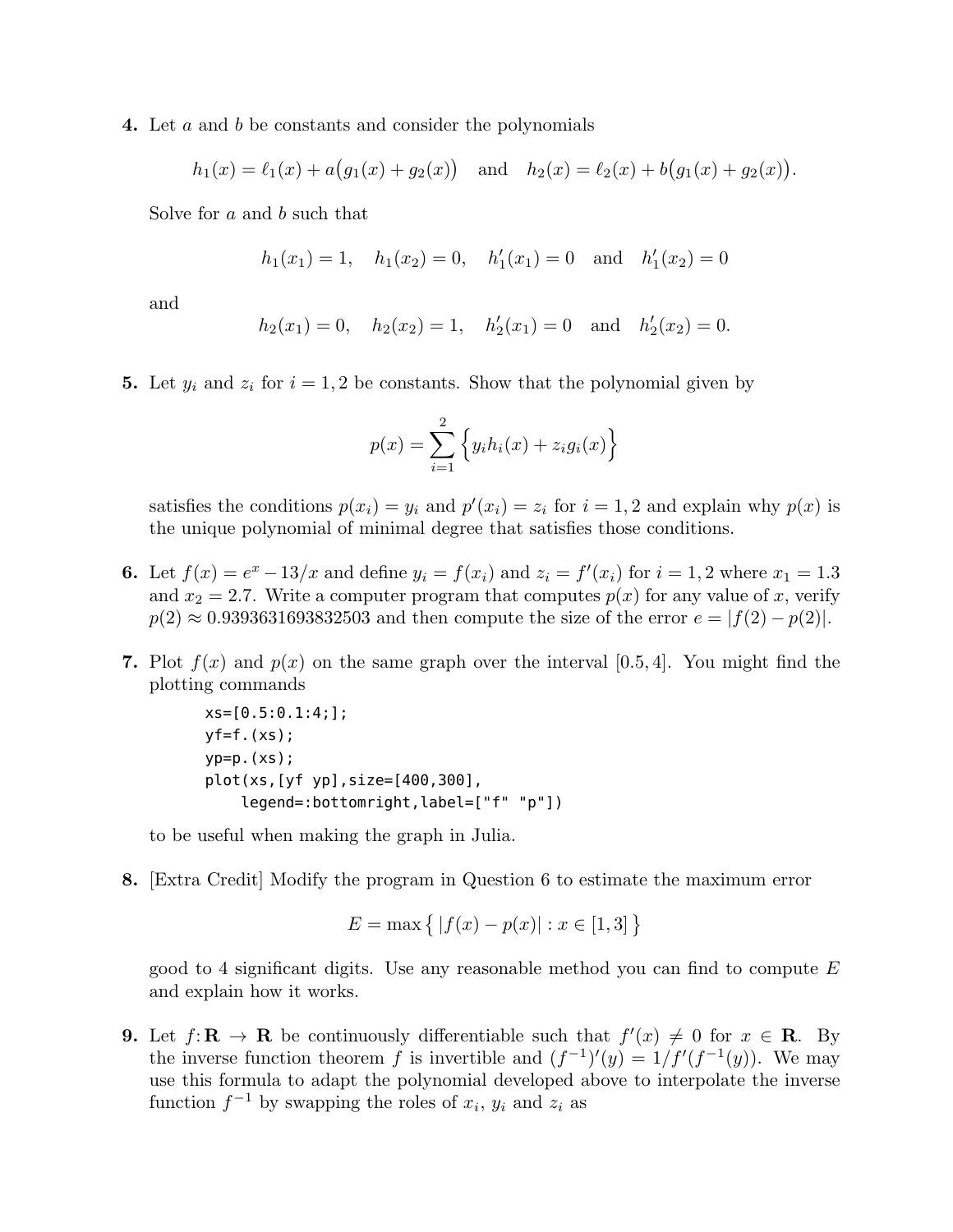**4.** Let $a$ and $b$ be constants and consider the polynomials

$$h_1(x) = \ell_1(x) + a\big(g_1(x) + g_2(x)\big) \quad \text{and} \quad h_2(x) = \ell_2(x) + b\big(g_1(x) + g_2(x)\big).$$

Solve for $a$ and $b$ such that

$$h_1(x_1) = 1, \quad h_1(x_2) = 0, \quad h_1'(x_1) = 0 \quad \text{and} \quad h_1'(x_2) = 0$$

and

$$h_2(x_1) = 0, \quad h_2(x_2) = 1, \quad h_2'(x_1) = 0 \quad \text{and} \quad h_2'(x_2) = 0.$$

**5.** Let $y_i$ and $z_i$ for $i = 1, 2$ be constants. Show that the polynomial given by

$$p(x) = \sum_{i=1}^{2} \Big\{ y_i h_i(x) + z_i g_i(x) \Big\}$$

satisfies the conditions $p(x_i) = y_i$ and $p'(x_i) = z_i$ for $i = 1, 2$ and explain why $p(x)$ is the unique polynomial of minimal degree that satisfies those conditions.

**6.** Let $f(x) = e^x - 13/x$ and define $y_i = f(x_i)$ and $z_i = f'(x_i)$ for $i = 1, 2$ where $x_1 = 1.3$ and $x_2 = 2.7$. Write a computer program that computes $p(x)$ for any value of $x$, verify $p(2) \approx 0.9393631693832503$ and then compute the size of the error $e = |f(2) - p(2)|$.

**7.** Plot $f(x)$ and $p(x)$ on the same graph over the interval $[0.5, 4]$. You might find the plotting commands

```
xs=[0.5:0.1:4;];
yf=f.(xs);
yp=p.(xs);
plot(xs,[yf yp],size=[400,300],
    legend=:bottomright,label=["f" "p"])
```

to be useful when making the graph in Julia.

**8.** [Extra Credit] Modify the program in Question 6 to estimate the maximum error

$$E = \max\big\{ \, |f(x) - p(x)| : x \in [1, 3] \, \big\}$$

good to 4 significant digits. Use any reasonable method you can find to compute $E$ and explain how it works.

**9.** Let $f\colon \mathbf{R} \to \mathbf{R}$ be continuously differentiable such that $f'(x) \neq 0$ for $x \in \mathbf{R}$. By the inverse function theorem $f$ is invertible and $(f^{-1})'(y) = 1/f'(f^{-1}(y))$. We may use this formula to adapt the polynomial developed above to interpolate the inverse function $f^{-1}$ by swapping the roles of $x_i$, $y_i$ and $z_i$ as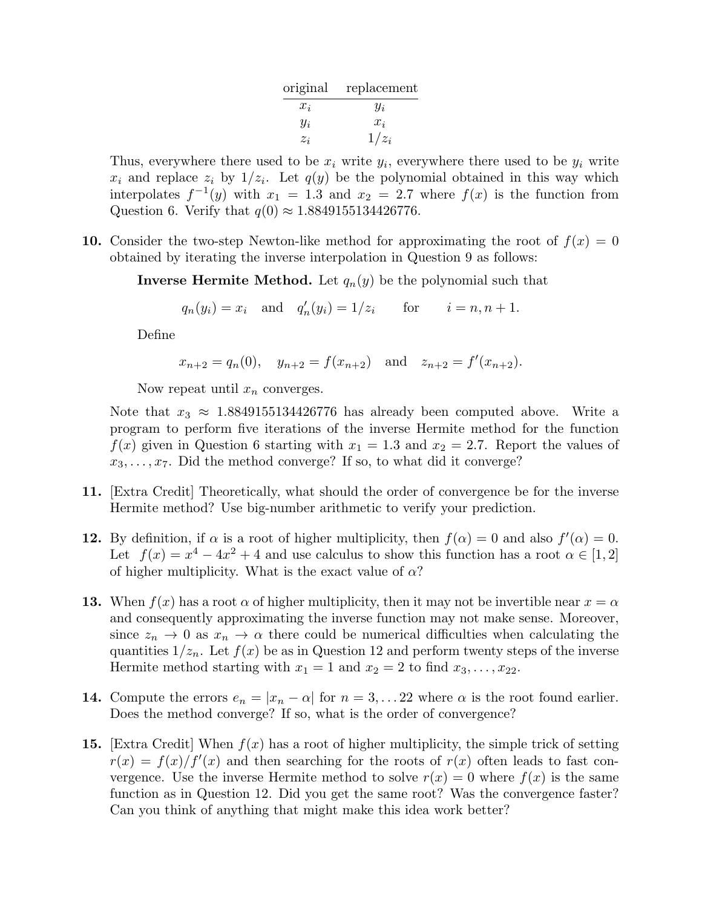| original | replacement |
|---|---|
| $x_i$ | $y_i$ |
| $y_i$ | $x_i$ |
| $z_i$ | $1/z_i$ |

Thus, everywhere there used to be $x_i$ write $y_i$, everywhere there used to be $y_i$ write $x_i$ and replace $z_i$ by $1/z_i$. Let $q(y)$ be the polynomial obtained in this way which interpolates $f^{-1}(y)$ with $x_1 = 1.3$ and $x_2 = 2.7$ where $f(x)$ is the function from Question 6. Verify that $q(0) \approx 1.8849155134426776$.

**10.** Consider the two-step Newton-like method for approximating the root of $f(x) = 0$ obtained by iterating the inverse interpolation in Question 9 as follows:

> **Inverse Hermite Method.** Let $q_n(y)$ be the polynomial such that
>
> $$q_n(y_i) = x_i \quad \text{and} \quad q_n'(y_i) = 1/z_i \qquad \text{for} \qquad i = n, n+1.$$
>
> Define
>
> $$x_{n+2} = q_n(0), \quad y_{n+2} = f(x_{n+2}) \quad \text{and} \quad z_{n+2} = f'(x_{n+2}).$$
>
> Now repeat until $x_n$ converges.

Note that $x_3 \approx 1.8849155134426776$ has already been computed above. Write a program to perform five iterations of the inverse Hermite method for the function $f(x)$ given in Question 6 starting with $x_1 = 1.3$ and $x_2 = 2.7$. Report the values of $x_3, \ldots, x_7$. Did the method converge? If so, to what did it converge?

**11.** [Extra Credit] Theoretically, what should the order of convergence be for the inverse Hermite method? Use big-number arithmetic to verify your prediction.

**12.** By definition, if $\alpha$ is a root of higher multiplicity, then $f(\alpha) = 0$ and also $f'(\alpha) = 0$. Let $f(x) = x^4 - 4x^2 + 4$ and use calculus to show this function has a root $\alpha \in [1, 2]$ of higher multiplicity. What is the exact value of $\alpha$?

**13.** When $f(x)$ has a root $\alpha$ of higher multiplicity, then it may not be invertible near $x = \alpha$ and consequently approximating the inverse function may not make sense. Moreover, since $z_n \to 0$ as $x_n \to \alpha$ there could be numerical difficulties when calculating the quantities $1/z_n$. Let $f(x)$ be as in Question 12 and perform twenty steps of the inverse Hermite method starting with $x_1 = 1$ and $x_2 = 2$ to find $x_3, \ldots, x_{22}$.

**14.** Compute the errors $e_n = |x_n - \alpha|$ for $n = 3, \ldots 22$ where $\alpha$ is the root found earlier. Does the method converge? If so, what is the order of convergence?

**15.** [Extra Credit] When $f(x)$ has a root of higher multiplicity, the simple trick of setting $r(x) = f(x)/f'(x)$ and then searching for the roots of $r(x)$ often leads to fast convergence. Use the inverse Hermite method to solve $r(x) = 0$ where $f(x)$ is the same function as in Question 12. Did you get the same root? Was the convergence faster? Can you think of anything that might make this idea work better?